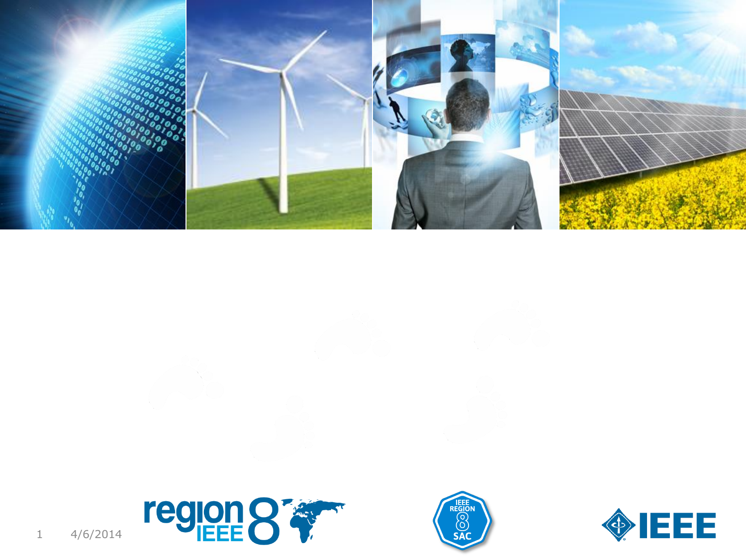4/6/2014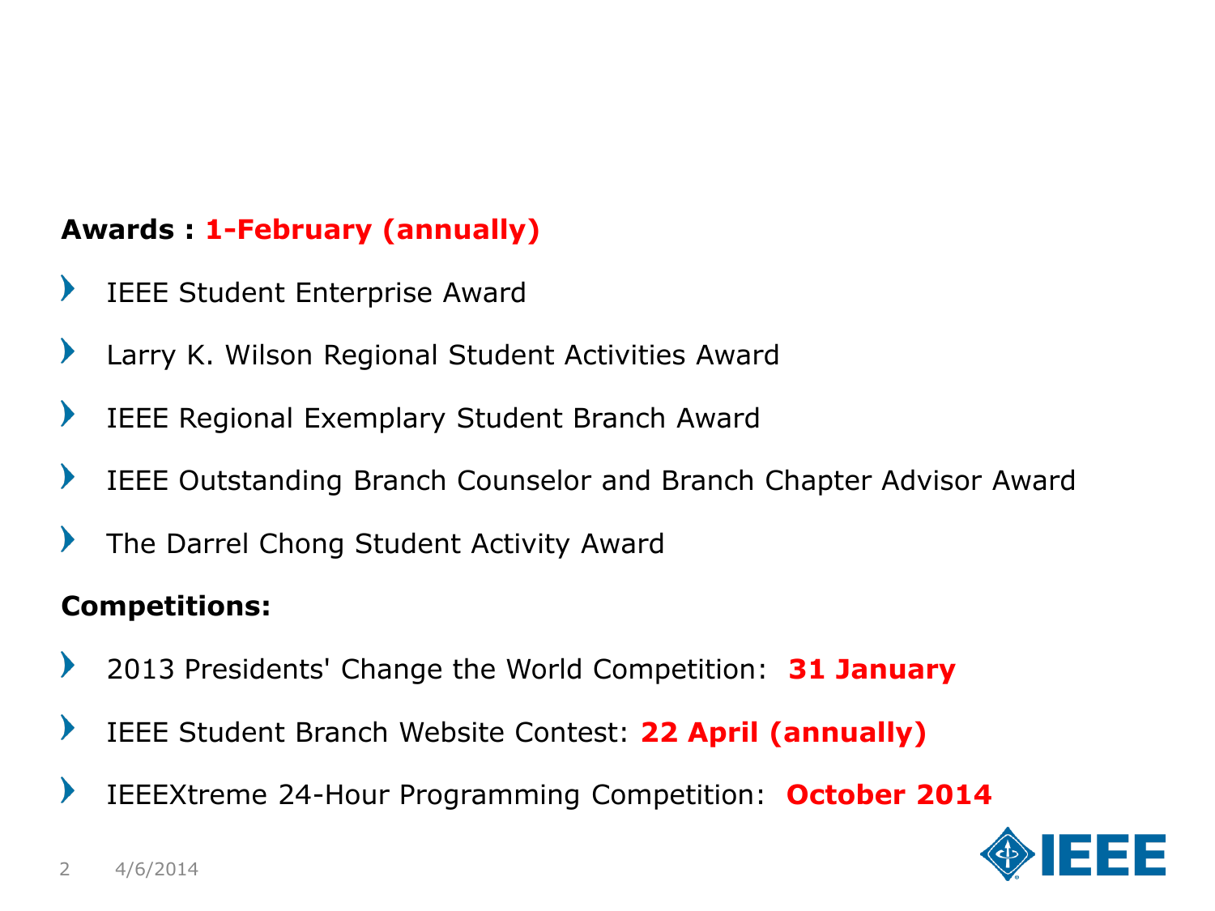**Awards : 1-February (annually)**

- IEEE Student Enterprise Award
- Larry K. Wilson Regional Student Activities Award
- IEEE Regional Exemplary Student Branch Award
- IEEE Outstanding Branch Counselor and Branch Chapter Advisor Award
- The Darrel Chong Student Activity Award

**Competitions:**

- 2013 Presidents' Change the World Competition: **31 January**
- IEEE Student Branch Website Contest: **22 April (annually)**
- IEEEXtreme 24-Hour Programming Competition: **October 2014**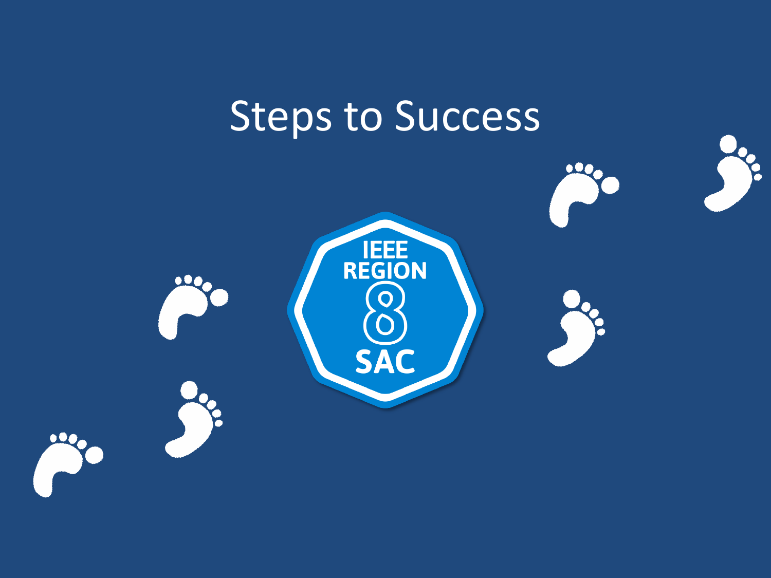# Steps to Success

IEEE REGION 8 SAC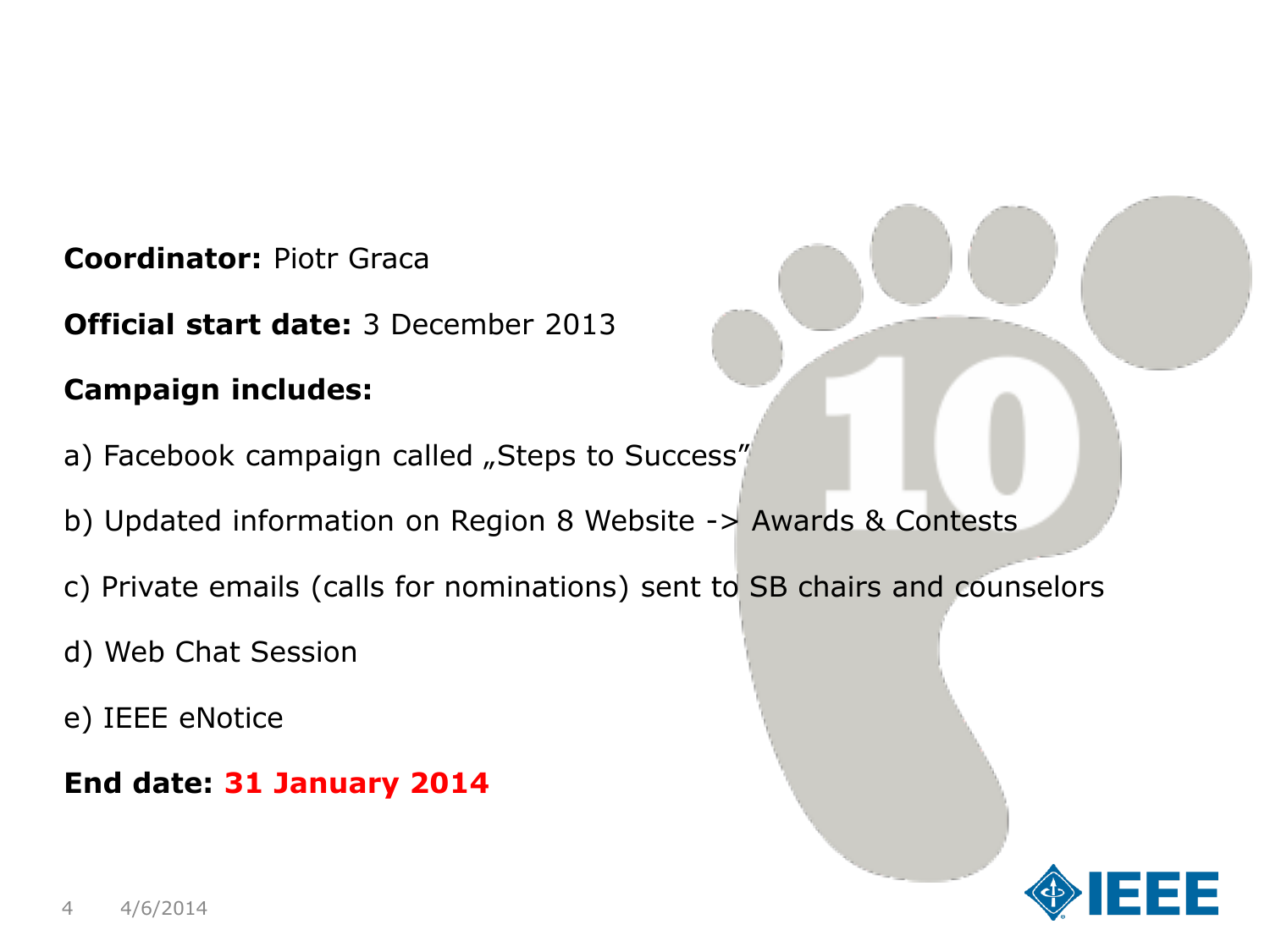**Coordinator:** Piotr Graca

**Official start date:** 3 December 2013

**Campaign includes:**

a) Facebook campaign called „Steps to Success"

b) Updated information on Region 8 Website -> Awards & Contests

c) Private emails (calls for nominations) sent to SB chairs and counselors

d) Web Chat Session

e) IEEE eNotice

**End date: 31 January 2014**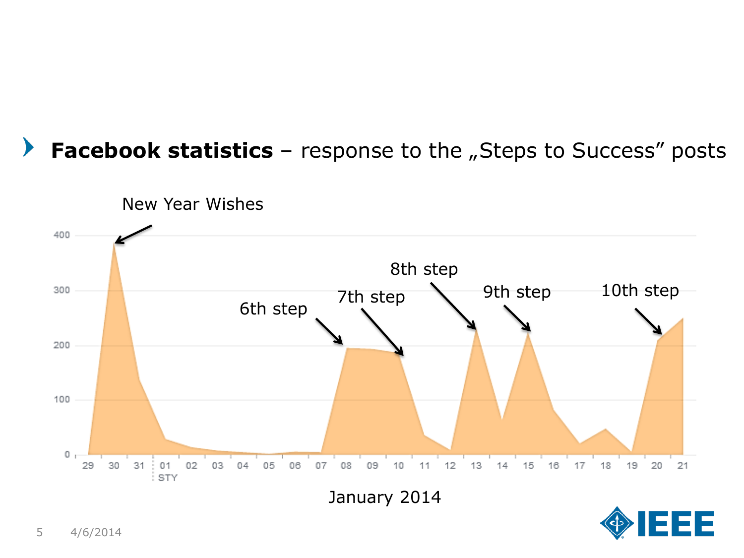**Facebook statistics** – response to the „Steps to Success" posts

New Year Wishes

6th step

7th step

8th step

9th step

10th step

400
300
200
100
0

29 30 31 01 STY 02 03 04 05 06 07 08 09 10 11 12 13 14 15 16 17 18 19 20 21

January 2014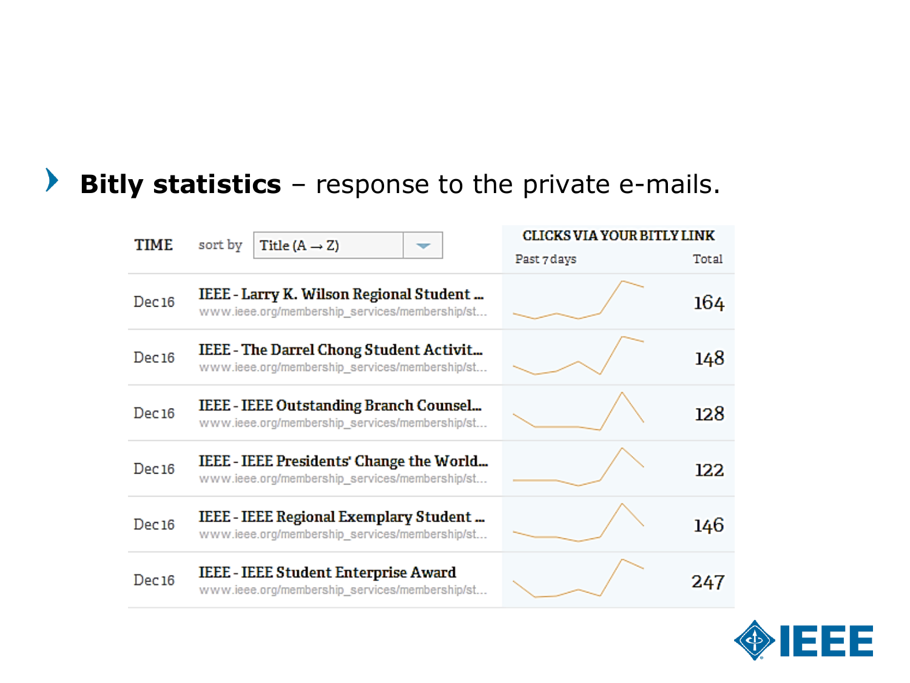- **Bitly statistics** – response to the private e-mails.

| TIME | sort by Title (A → Z) | CLICKS VIA YOUR BITLY LINK Past 7 days | Total |
|---|---|---|---|
| Dec 16 | IEEE - Larry K. Wilson Regional Student ... www.ieee.org/membership_services/membership/st... | | 164 |
| Dec 16 | IEEE - The Darrel Chong Student Activit... www.ieee.org/membership_services/membership/st... | | 148 |
| Dec 16 | IEEE - IEEE Outstanding Branch Counsel... www.ieee.org/membership_services/membership/st... | | 128 |
| Dec 16 | IEEE - IEEE Presidents' Change the World... www.ieee.org/membership_services/membership/st... | | 122 |
| Dec 16 | IEEE - IEEE Regional Exemplary Student ... www.ieee.org/membership_services/membership/st... | | 146 |
| Dec 16 | IEEE - IEEE Student Enterprise Award www.ieee.org/membership_services/membership/st... | | 247 |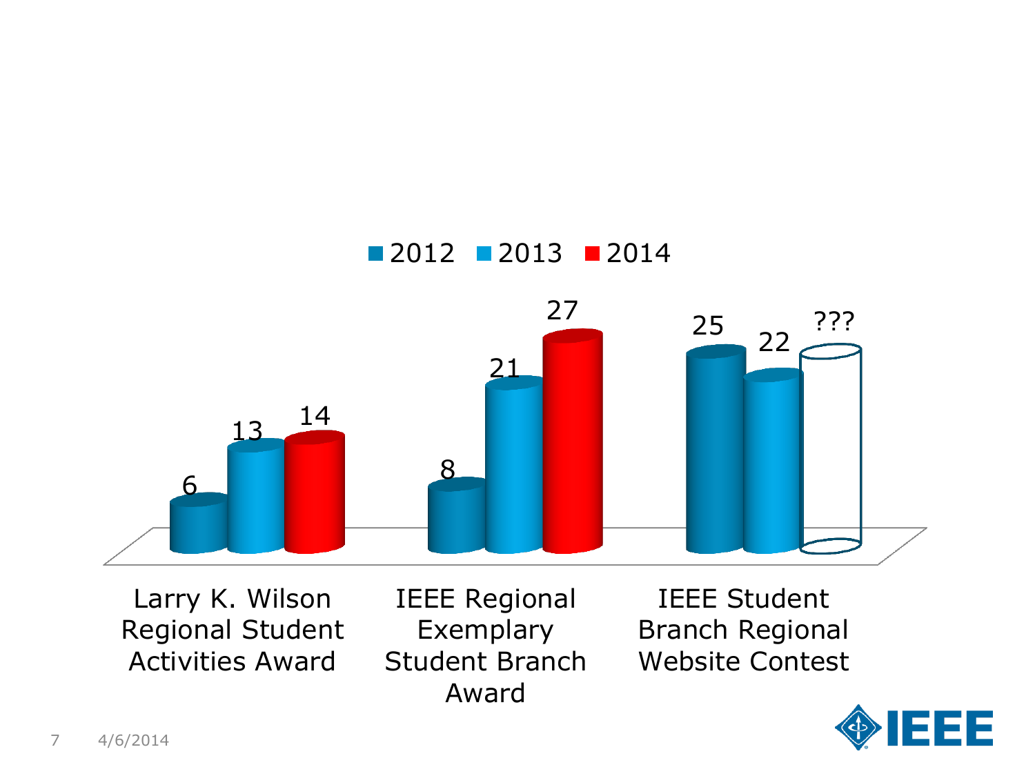| | 2012 | 2013 | 2014 |
|---|---|---|---|
| Larry K. Wilson Regional Student Activities Award | 6 | 13 | 14 |
| IEEE Regional Exemplary Student Branch Award | 8 | 21 | 27 |
| IEEE Student Branch Regional Website Contest | 25 | 22 | ??? |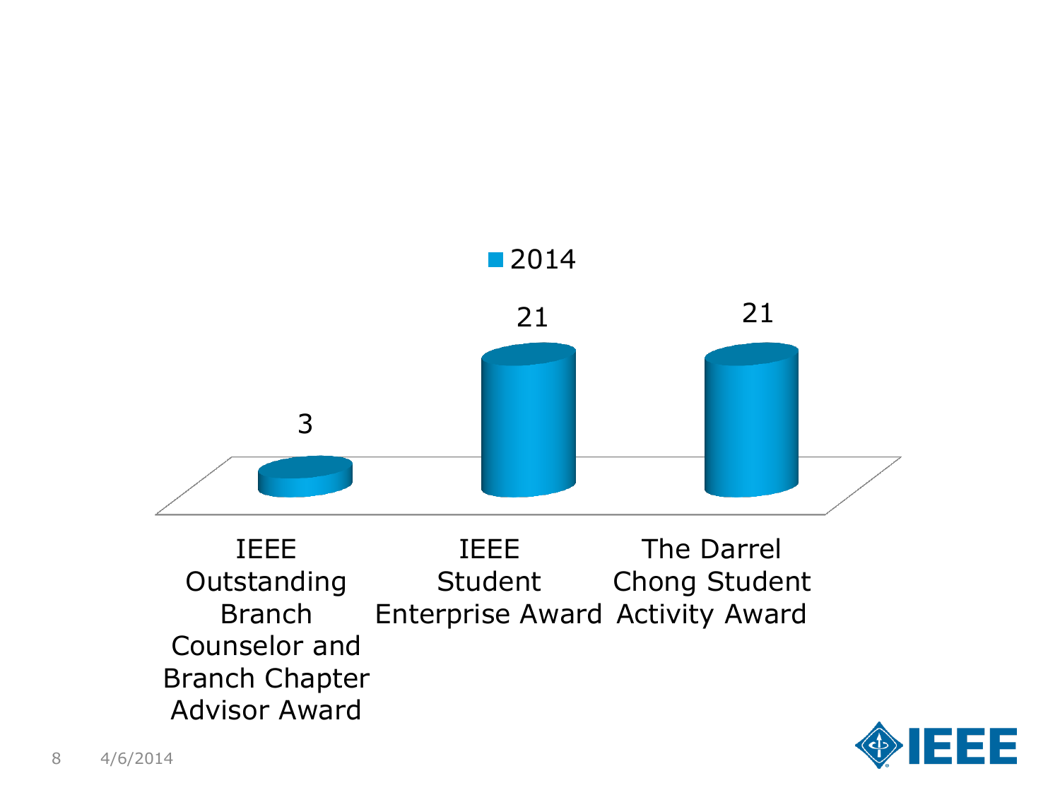| | 2014 |
| --- | --- |
| IEEE Outstanding Branch Counselor and Branch Chapter Advisor Award | 3 |
| IEEE Student Enterprise Award | 21 |
| The Darrel Chong Student Activity Award | 21 |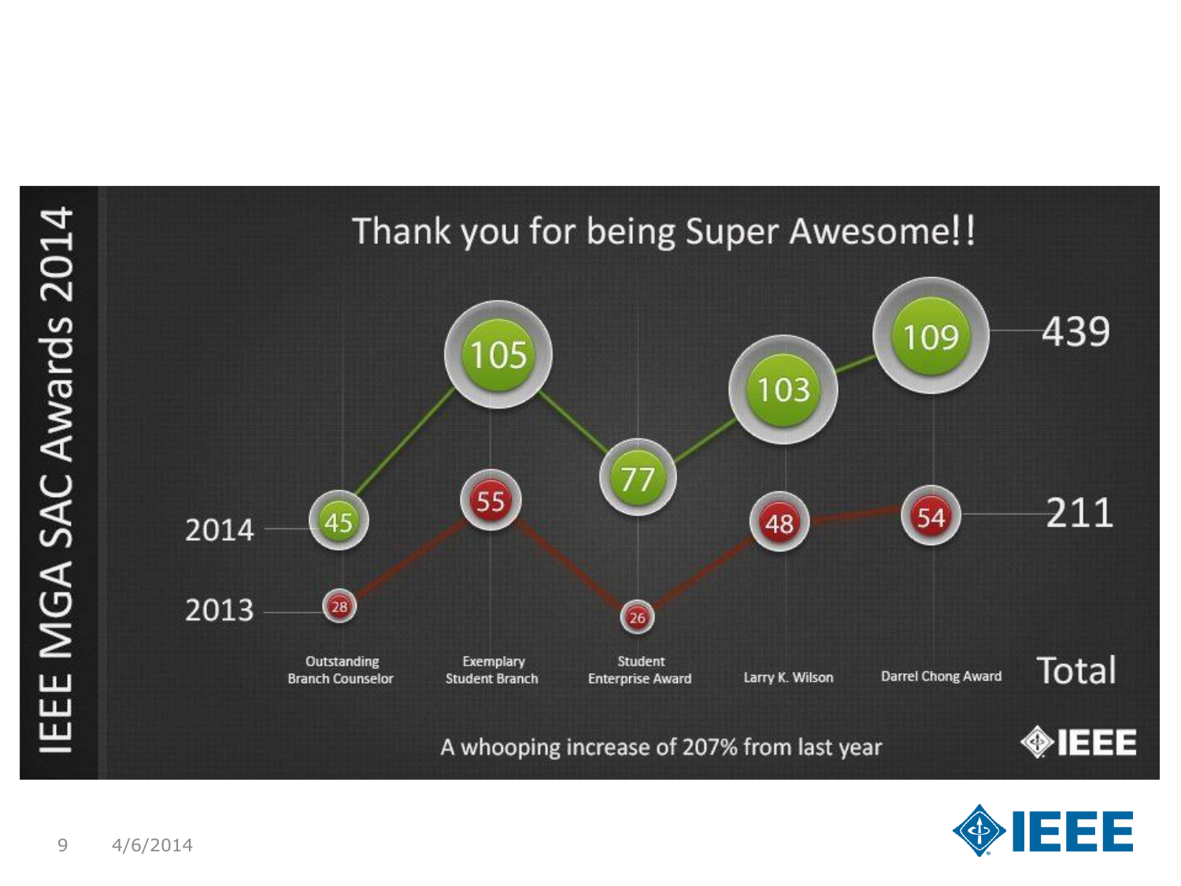# IEEE MGA SAC Awards 2014

## Thank you for being Super Awesome!!

| | Outstanding Branch Counselor | Exemplary Student Branch | Student Enterprise Award | Larry K. Wilson | Darrel Chong Award | Total |
|---|---|---|---|---|---|---|
| 2014 | 45 | 105 | 77 | 103 | 109 | 439 |
| 2013 | 28 | 55 | 26 | 48 | 54 | 211 |

A whooping increase of 207% from last year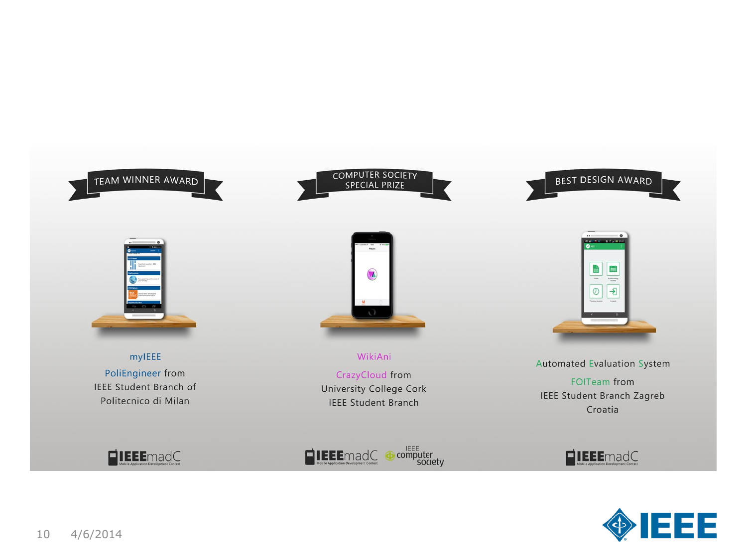## TEAM WINNER AWARD

myIEEE

PoliEngineer from
IEEE Student Branch of
Politecnico di Milan

## COMPUTER SOCIETY SPECIAL PRIZE

WikiAni

CrazyCloud from
University College Cork
IEEE Student Branch

## BEST DESIGN AWARD

Automated Evaluation System

FOITeam from
IEEE Student Branch Zagreb
Croatia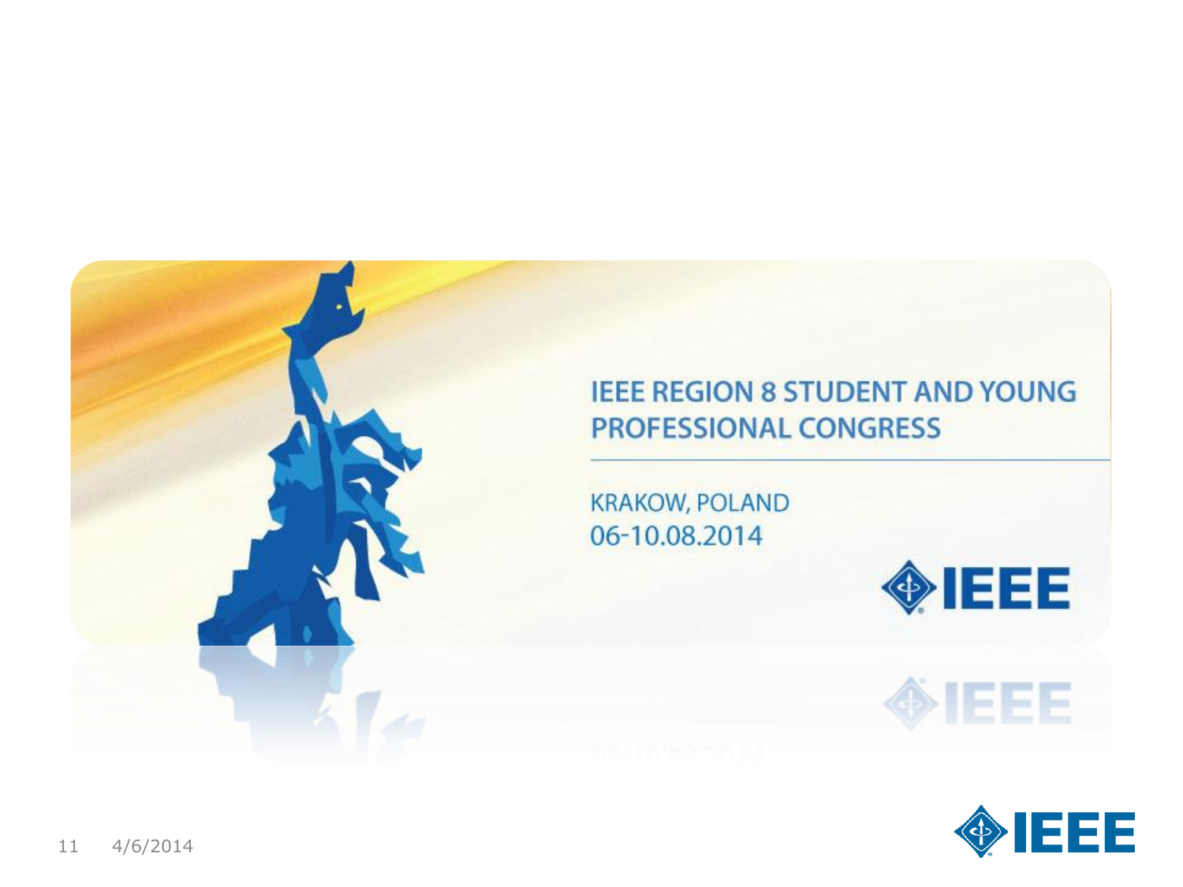IEEE REGION 8 STUDENT AND YOUNG PROFESSIONAL CONGRESS

KRAKOW, POLAND
06-10.08.2014

IEEE